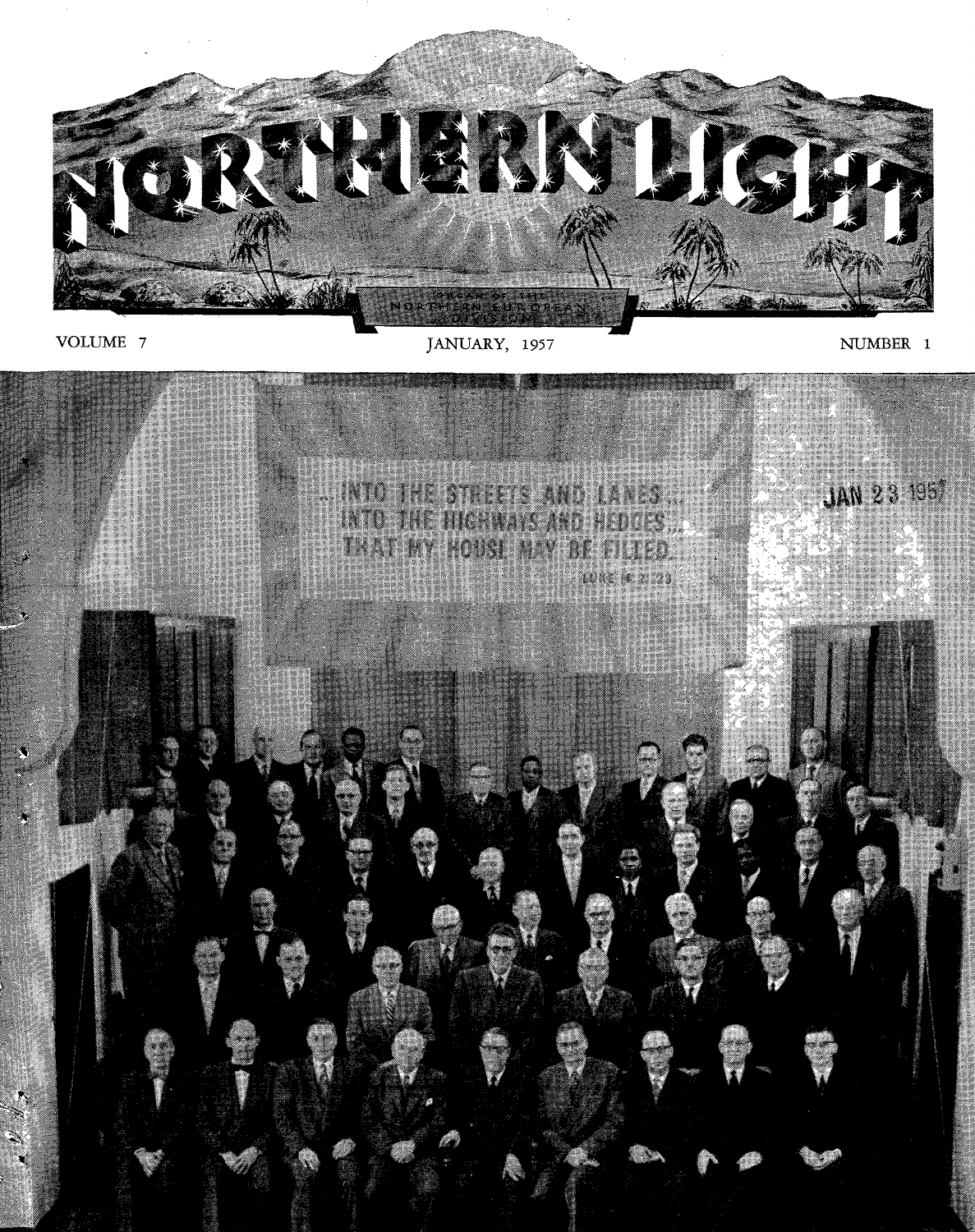# NORTHERN LIGHT

ORGAN OF THE NORTHERN EUROPEAN DIVISION

VOLUME 7 — JANUARY, 1957 — NUMBER 1

...INTO THE STREETS AND LANES...
INTO THE HIGHWAYS AND HEDGES...
THAT MY HOUSE MAY BE FILLED.

LUKE 14:21-23

JAN 23 1957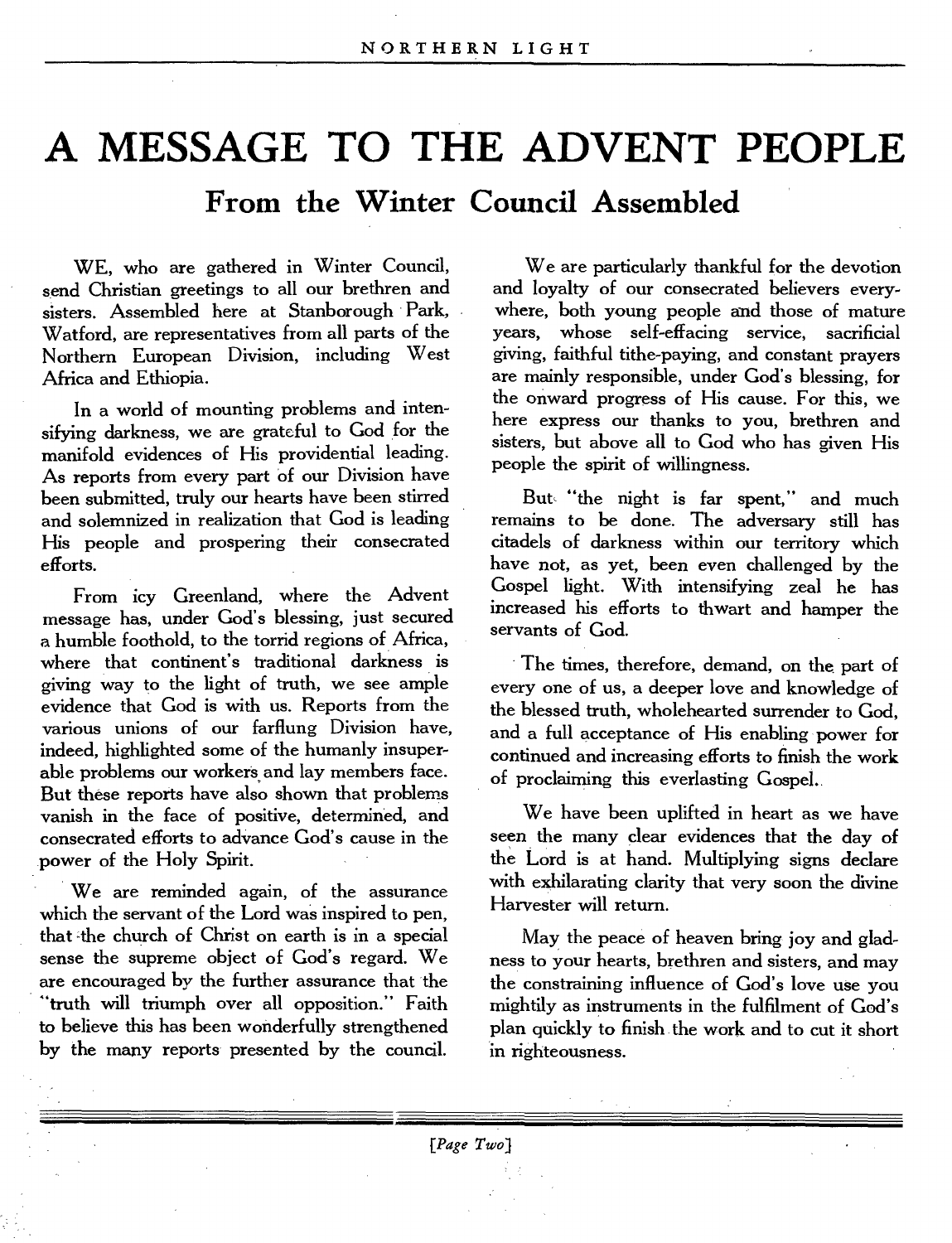# A MESSAGE TO THE ADVENT PEOPLE

## From the Winter Council Assembled

WE, who are gathered in Winter Council, send Christian greetings to all our brethren and sisters. Assembled here at Stanborough Park, Watford, are representatives from all parts of the Northern European Division, including West Africa and Ethiopia.

In a world of mounting problems and intensifying darkness, we are grateful to God for the manifold evidences of His providential leading. As reports from every part of our Division have been submitted, truly our hearts have been stirred and solemnized in realization that God is leading His people and prospering their consecrated efforts.

From icy Greenland, where the Advent message has, under God's blessing, just secured a humble foothold, to the torrid regions of Africa, where that continent's traditional darkness is giving way to the light of truth, we see ample evidence that God is with us. Reports from the various unions of our farflung Division have, indeed, highlighted some of the humanly insuperable problems our workers and lay members face. But these reports have also shown that problems vanish in the face of positive, determined, and consecrated efforts to advance God's cause in the power of the Holy Spirit.

We are reminded again, of the assurance which the servant of the Lord was inspired to pen, that the church of Christ on earth is in a special sense the supreme object of God's regard. We are encouraged by the further assurance that the "truth will triumph over all opposition." Faith to believe this has been wonderfully strengthened by the many reports presented by the council.

We are particularly thankful for the devotion and loyalty of our consecrated believers everywhere, both young people and those of mature years, whose self-effacing service, sacrificial giving, faithful tithe-paying, and constant prayers are mainly responsible, under God's blessing, for the onward progress of His cause. For this, we here express our thanks to you, brethren and sisters, but above all to God who has given His people the spirit of willingness.

But "the night is far spent," and much remains to be done. The adversary still has citadels of darkness within our territory which have not, as yet, been even challenged by the Gospel light. With intensifying zeal he has increased his efforts to thwart and hamper the servants of God.

The times, therefore, demand, on the part of every one of us, a deeper love and knowledge of the blessed truth, wholehearted surrender to God, and a full acceptance of His enabling power for continued and increasing efforts to finish the work of proclaiming this everlasting Gospel.

We have been uplifted in heart as we have seen the many clear evidences that the day of the Lord is at hand. Multiplying signs declare with exhilarating clarity that very soon the divine Harvester will return.

May the peace of heaven bring joy and gladness to your hearts, brethren and sisters, and may the constraining influence of God's love use you mightily as instruments in the fulfilment of God's plan quickly to finish the work and to cut it short in righteousness.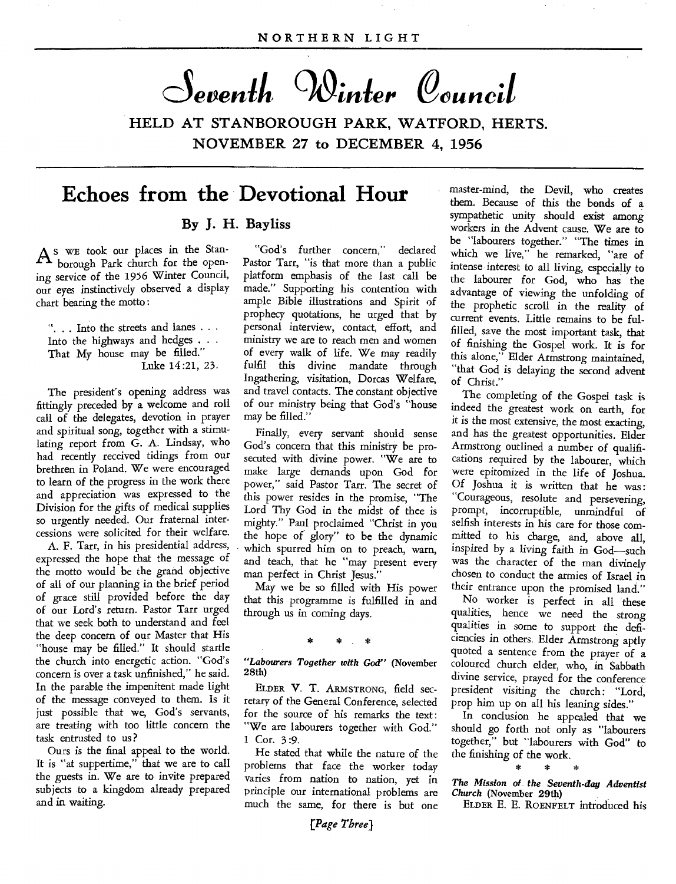# Seventh Winter Council

## HELD AT STANBOROUGH PARK, WATFORD, HERTS. NOVEMBER 27 to DECEMBER 4, 1956

## Echoes from the Devotional Hour

### By J. H. Bayliss

As we took our places in the Stanborough Park church for the opening service of the 1956 Winter Council, our eyes instinctively observed a display chart bearing the motto:

"... Into the streets and lanes ...
Into the highways and hedges ...
That My house may be filled."
Luke 14:21, 23.

The president's opening address was fittingly preceded by a welcome and roll call of the delegates, devotion in prayer and spiritual song, together with a stimulating report from G. A. Lindsay, who had recently received tidings from our brethren in Poland. We were encouraged to learn of the progress in the work there and appreciation was expressed to the Division for the gifts of medical supplies so urgently needed. Our fraternal intercessions were solicited for their welfare.

A. F. Tarr, in his presidential address, expressed the hope that the message of the motto would be the grand objective of all of our planning in the brief period of grace still provided before the day of our Lord's return. Pastor Tarr urged that we seek both to understand and feel the deep concern of our Master that His "house may be filled." It should startle the church into energetic action. "God's concern is over a task unfinished," he said. In the parable the impenitent made light of the message conveyed to them. Is it just possible that we, God's servants, are treating with too little concern the task entrusted to us?

Ours is the final appeal to the world. It is "at suppertime," that we are to call the guests in. We are to invite prepared subjects to a kingdom already prepared and in waiting.

"God's further concern," declared Pastor Tarr, "is that more than a public platform emphasis of the last call be made." Supporting his contention with ample Bible illustrations and Spirit of prophecy quotations, he urged that by personal interview, contact, effort, and ministry we are to reach men and women of every walk of life. We may readily fulfil this divine mandate through Ingathering, visitation, Dorcas Welfare, and travel contacts. The constant objective of our ministry being that God's "house may be filled."

Finally, every servant should sense God's concern that this ministry be prosecuted with divine power. "We are to make large demands upon God for power," said Pastor Tarr. The secret of this power resides in the promise, "The Lord Thy God in the midst of thee is mighty." Paul proclaimed "Christ in you the hope of glory" to be the dynamic which spurred him on to preach, warn, and teach, that he "may present every man perfect in Christ Jesus."

May we be so filled with His power that this programme is fulfilled in and through us in coming days.

\* \* \*

***"Labourers Together with God"*** **(November 28th)**

ELDER V. T. ARMSTRONG, field secretary of the General Conference, selected for the source of his remarks the text: "We are labourers together with God." 1 Cor. 3:9.

He stated that while the nature of the problems that face the worker today varies from nation to nation, yet in principle our international problems are much the same, for there is but one master-mind, the Devil, who creates them. Because of this the bonds of a sympathetic unity should exist among workers in the Advent cause. We are to be "labourers together." "The times in which we live," he remarked, "are of intense interest to all living, especially to the labourer for God, who has the advantage of viewing the unfolding of the prophetic scroll in the reality of current events. Little remains to be fulfilled, save the most important task, that of finishing the Gospel work. It is for this alone," Elder Armstrong maintained, "that God is delaying the second advent of Christ."

The completing of the Gospel task is indeed the greatest work on earth, for it is the most extensive, the most exacting, and has the greatest opportunities. Elder Armstrong outlined a number of qualifications required by the labourer, which were epitomized in the life of Joshua. Of Joshua it is written that he was: "Courageous, resolute and persevering, prompt, incorruptible, unmindful of selfish interests in his care for those committed to his charge, and, above all, inspired by a living faith in God—such was the character of the man divinely chosen to conduct the armies of Israel in their entrance upon the promised land."

No worker is perfect in all these qualities, hence we need the strong qualities in some to support the deficiencies in others. Elder Armstrong aptly quoted a sentence from the prayer of a coloured church elder, who, in Sabbath divine service, prayed for the conference president visiting the church: "Lord, prop him up on all his leaning sides."

In conclusion he appealed that we should go forth not only as "labourers together," but "labourers with God" to the finishing of the work.

\* \* \*

***The Mission of the Seventh-day Adventist Church*** **(November 29th)**

ELDER E. E. ROENFELT introduced his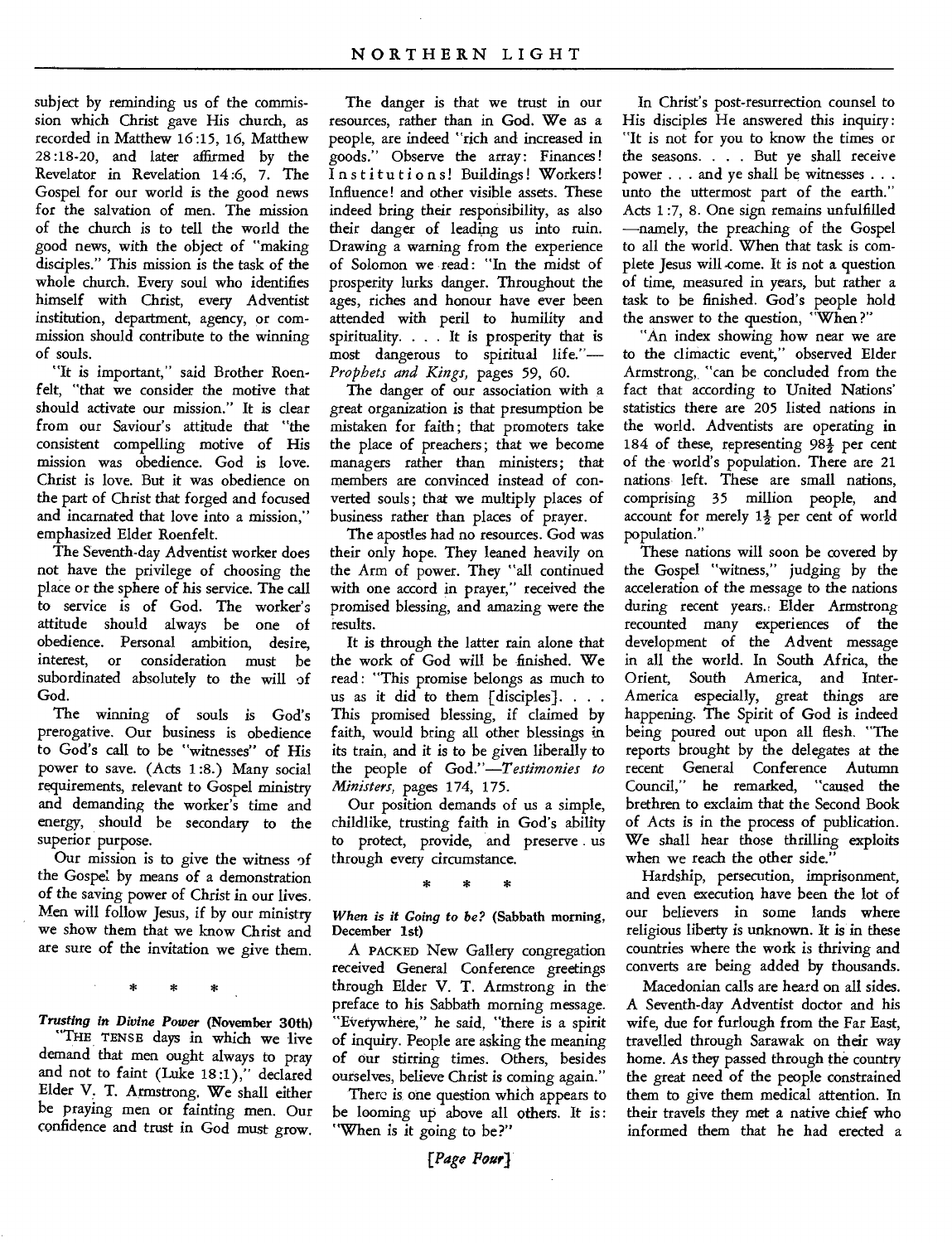subject by reminding us of the commission which Christ gave His church, as recorded in Matthew 16:15, 16, Matthew 28:18-20, and later affirmed by the Revelator in Revelation 14:6, 7. The Gospel for our world is the good news for the salvation of men. The mission of the church is to tell the world the good news, with the object of "making disciples." This mission is the task of the whole church. Every soul who identifies himself with Christ, every Adventist institution, department, agency, or commission should contribute to the winning of souls.

"It is important," said Brother Roenfelt, "that we consider the motive that should activate our mission." It is clear from our Saviour's attitude that "the consistent compelling motive of His mission was obedience. God is love. Christ is love. But it was obedience on the part of Christ that forged and focused and incarnated that love into a mission," emphasized Elder Roenfelt.

The Seventh-day Adventist worker does not have the privilege of choosing the place or the sphere of his service. The call to service is of God. The worker's attitude should always be one of obedience. Personal ambition, desire, interest, or consideration must be subordinated absolutely to the will of God.

The winning of souls is God's prerogative. Our business is obedience to God's call to be "witnesses" of His power to save. (Acts 1:8.) Many social requirements, relevant to Gospel ministry and demanding the worker's time and energy, should be secondary to the superior purpose.

Our mission is to give the witness of the Gospel by means of a demonstration of the saving power of Christ in our lives. Men will follow Jesus, if by our ministry we show them that we know Christ and are sure of the invitation we give them.

\* \* \*

***Trusting in Divine Power* (November 30th)**

"THE TENSE days in which we live demand that men ought always to pray and not to faint (Luke 18:1)," declared Elder V. T. Armstrong. We shall either be praying men or fainting men. Our confidence and trust in God must grow.

The danger is that we trust in our resources, rather than in God. We as a people, are indeed "rich and increased in goods." Observe the array: Finances! Institutions! Buildings! Workers! Influence! and other visible assets. These indeed bring their responsibility, as also their danger of leading us into ruin. Drawing a warning from the experience of Solomon we read: "In the midst of prosperity lurks danger. Throughout the ages, riches and honour have ever been attended with peril to humility and spirituality. . . . It is prosperity that is most dangerous to spiritual life."—*Prophets and Kings,* pages 59, 60.

The danger of our association with a great organization is that presumption be mistaken for faith; that promoters take the place of preachers; that we become managers rather than ministers; that members are convinced instead of converted souls; that we multiply places of business rather than places of prayer.

The apostles had no resources. God was their only hope. They leaned heavily on the Arm of power. They "all continued with one accord in prayer," received the promised blessing, and amazing were the results.

It is through the latter rain alone that the work of God will be finished. We read: "This promise belongs as much to us as it did to them [disciples]. . . . This promised blessing, if claimed by faith, would bring all other blessings in its train, and it is to be given liberally to the people of God."—*Testimonies to Ministers,* pages 174, 175.

Our position demands of us a simple, childlike, trusting faith in God's ability to protect, provide, and preserve us through every circumstance.

\* \* \*

***When is it Going to be?* (Sabbath morning, December 1st)**

A PACKED New Gallery congregation received General Conference greetings through Elder V. T. Armstrong in the preface to his Sabbath morning message. "Everywhere," he said, "there is a spirit of inquiry. People are asking the meaning of our stirring times. Others, besides ourselves, believe Christ is coming again."

There is one question which appears to be looming up above all others. It is: "When is it going to be?"

In Christ's post-resurrection counsel to His disciples He answered this inquiry: "It is not for you to know the times or the seasons. . . . But ye shall receive power . . . and ye shall be witnesses . . . unto the uttermost part of the earth." Acts 1:7, 8. One sign remains unfulfilled—namely, the preaching of the Gospel to all the world. When that task is complete Jesus will come. It is not a question of time, measured in years, but rather a task to be finished. God's people hold the answer to the question, "When?"

"An index showing how near we are to the climactic event," observed Elder Armstrong, "can be concluded from the fact that according to United Nations' statistics there are 205 listed nations in the world. Adventists are operating in 184 of these, representing 98½ per cent of the world's population. There are 21 nations left. These are small nations, comprising 35 million people, and account for merely 1½ per cent of world population."

These nations will soon be covered by the Gospel "witness," judging by the acceleration of the message to the nations during recent years. Elder Armstrong recounted many experiences of the development of the Advent message in all the world. In South Africa, the Orient, South America, and Inter-America especially, great things are happening. The Spirit of God is indeed being poured out upon all flesh. "The reports brought by the delegates at the recent General Conference Autumn Council," he remarked, "caused the brethren to exclaim that the Second Book of Acts is in the process of publication. We shall hear those thrilling exploits when we reach the other side."

Hardship, persecution, imprisonment, and even execution have been the lot of our believers in some lands where religious liberty is unknown. It is in these countries where the work is thriving and converts are being added by thousands.

Macedonian calls are heard on all sides. A Seventh-day Adventist doctor and his wife, due for furlough from the Far East, travelled through Sarawak on their way home. As they passed through the country the great need of the people constrained them to give them medical attention. In their travels they met a native chief who informed them that he had erected a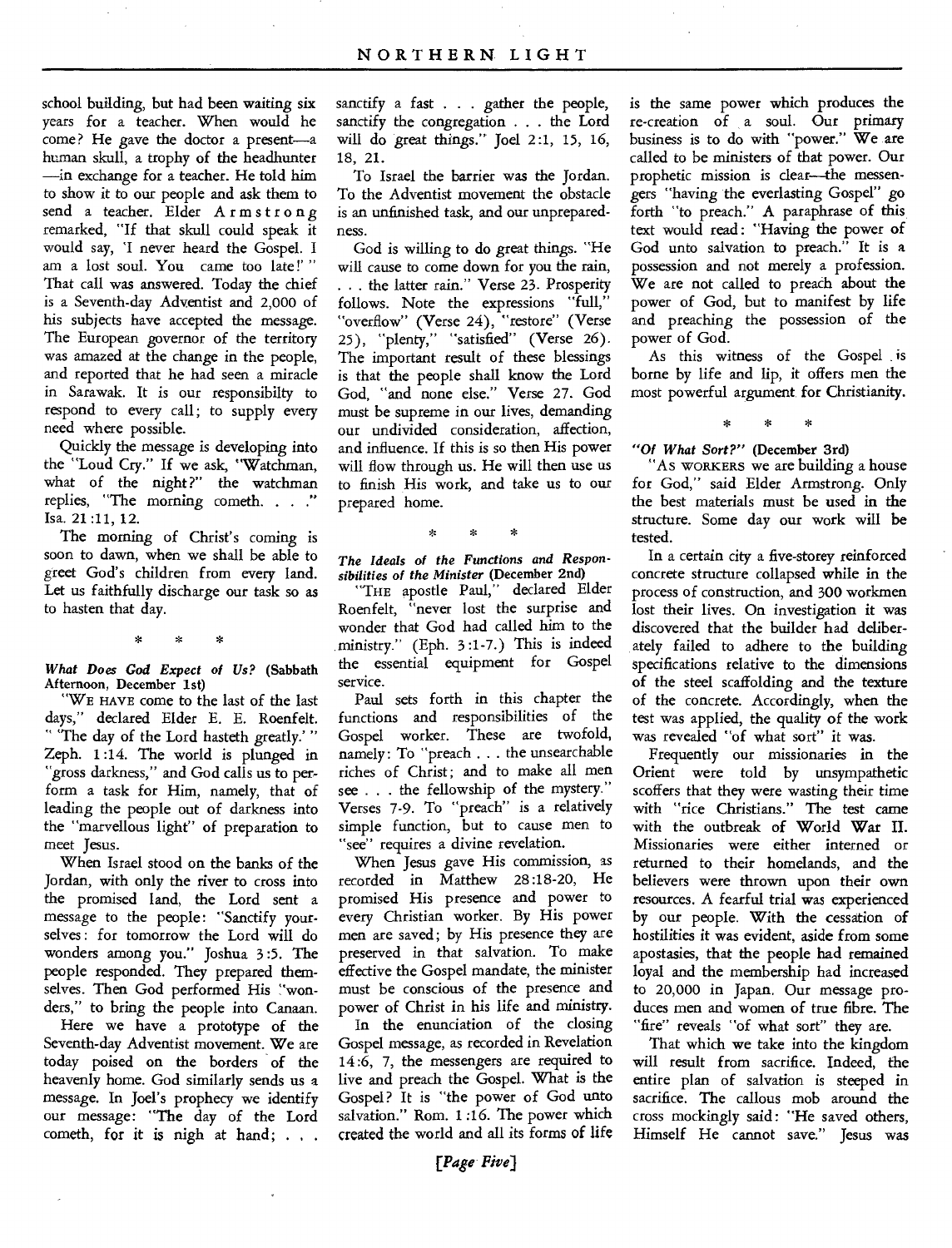school building, but had been waiting six years for a teacher. When would he come? He gave the doctor a present—a human skull, a trophy of the headhunter—in exchange for a teacher. He told him to show it to our people and ask them to send a teacher. Elder Armstrong remarked, "If that skull could speak it would say, 'I never heard the Gospel. I am a lost soul. You came too late!'" That call was answered. Today the chief is a Seventh-day Adventist and 2,000 of his subjects have accepted the message. The European governor of the territory was amazed at the change in the people, and reported that he had seen a miracle in Sarawak. It is our responsibilty to respond to every call; to supply every need where possible.

Quickly the message is developing into the "Loud Cry." If we ask, "Watchman, what of the night?" the watchman replies, "The morning cometh. . . ." Isa. 21:11, 12.

The morning of Christ's coming is soon to dawn, when we shall be able to greet God's children from every land. Let us faithfully discharge our task so as to hasten that day.

\* \* \*

### *What Does God Expect of Us?* (Sabbath Afternoon, December 1st)

"WE HAVE come to the last of the last days," declared Elder E. E. Roenfelt. "'The day of the Lord hasteth greatly.'" Zeph. 1:14. The world is plunged in "gross darkness," and God calls us to perform a task for Him, namely, that of leading the people out of darkness into the "marvellous light" of preparation to meet Jesus.

When Israel stood on the banks of the Jordan, with only the river to cross into the promised land, the Lord sent a message to the people: "Sanctify yourselves: for tomorrow the Lord will do wonders among you." Joshua 3:5. The people responded. They prepared themselves. Then God performed His "wonders," to bring the people into Canaan.

Here we have a prototype of the Seventh-day Adventist movement. We are today poised on the borders of the heavenly home. God similarly sends us a message. In Joel's prophecy we identify our message: "The day of the Lord cometh, for it is nigh at hand; . . . sanctify a fast . . . gather the people, sanctify the congregation . . . the Lord will do great things." Joel 2:1, 15, 16, 18, 21.

To Israel the barrier was the Jordan. To the Adventist movement the obstacle is an unfinished task, and our unpreparedness.

God is willing to do great things. "He will cause to come down for you the rain, . . . the latter rain." Verse 23. Prosperity follows. Note the expressions "full," "overflow" (Verse 24), "restore" (Verse 25), "plenty," "satisfied" (Verse 26). The important result of these blessings is that the people shall know the Lord God, "and none else." Verse 27. God must be supreme in our lives, demanding our undivided consideration, affection, and influence. If this is so then His power will flow through us. He will then use us to finish His work, and take us to our prepared home.

\* \* \*

### *The Ideals of the Functions and Responsibilities of the Minister* (December 2nd)

"THE apostle Paul," declared Elder Roenfelt, "never lost the surprise and wonder that God had called him to the ministry." (Eph. 3:1-7.) This is indeed the essential equipment for Gospel service.

Paul sets forth in this chapter the functions and responsibilities of the Gospel worker. These are twofold, namely: To "preach . . . the unsearchable riches of Christ; and to make all men see . . . the fellowship of the mystery." Verses 7-9. To "preach" is a relatively simple function, but to cause men to "see" requires a divine revelation.

When Jesus gave His commission, as recorded in Matthew 28:18-20, He promised His presence and power to every Christian worker. By His power men are saved; by His presence they are preserved in that salvation. To make effective the Gospel mandate, the minister must be conscious of the presence and power of Christ in his life and ministry.

In the enunciation of the closing Gospel message, as recorded in Revelation 14:6, 7, the messengers are required to live and preach the Gospel. What is the Gospel? It is "the power of God unto salvation." Rom. 1:16. The power which created the world and all its forms of life is the same power which produces the re-creation of a soul. Our primary business is to do with "power." We are called to be ministers of that power. Our prophetic mission is clear—the messengers "having the everlasting Gospel" go forth "to preach." A paraphrase of this text would read: "Having the power of God unto salvation to preach." It is a possession and not merely a profession. We are not called to preach about the power of God, but to manifest by life and preaching the possession of the power of God.

As this witness of the Gospel is borne by life and lip, it offers men the most powerful argument for Christianity.

\* \* \*

### *"Of What Sort?"* (December 3rd)

"AS WORKERS we are building a house for God," said Elder Armstrong. Only the best materials must be used in the structure. Some day our work will be tested.

In a certain city a five-storey reinforced concrete structure collapsed while in the process of construction, and 300 workmen lost their lives. On investigation it was discovered that the builder had deliberately failed to adhere to the building specifications relative to the dimensions of the steel scaffolding and the texture of the concrete. Accordingly, when the test was applied, the quality of the work was revealed "of what sort" it was.

Frequently our missionaries in the Orient were told by unsympathetic scoffers that they were wasting their time with "rice Christians." The test came with the outbreak of World War II. Missionaries were either interned or returned to their homelands, and the believers were thrown upon their own resources. A fearful trial was experienced by our people. With the cessation of hostilities it was evident, aside from some apostasies, that the people had remained loyal and the membership had increased to 20,000 in Japan. Our message produces men and women of true fibre. The "fire" reveals "of what sort" they are.

That which we take into the kingdom will result from sacrifice. Indeed, the entire plan of salvation is steeped in sacrifice. The callous mob around the cross mockingly said: "He saved others, Himself He cannot save." Jesus was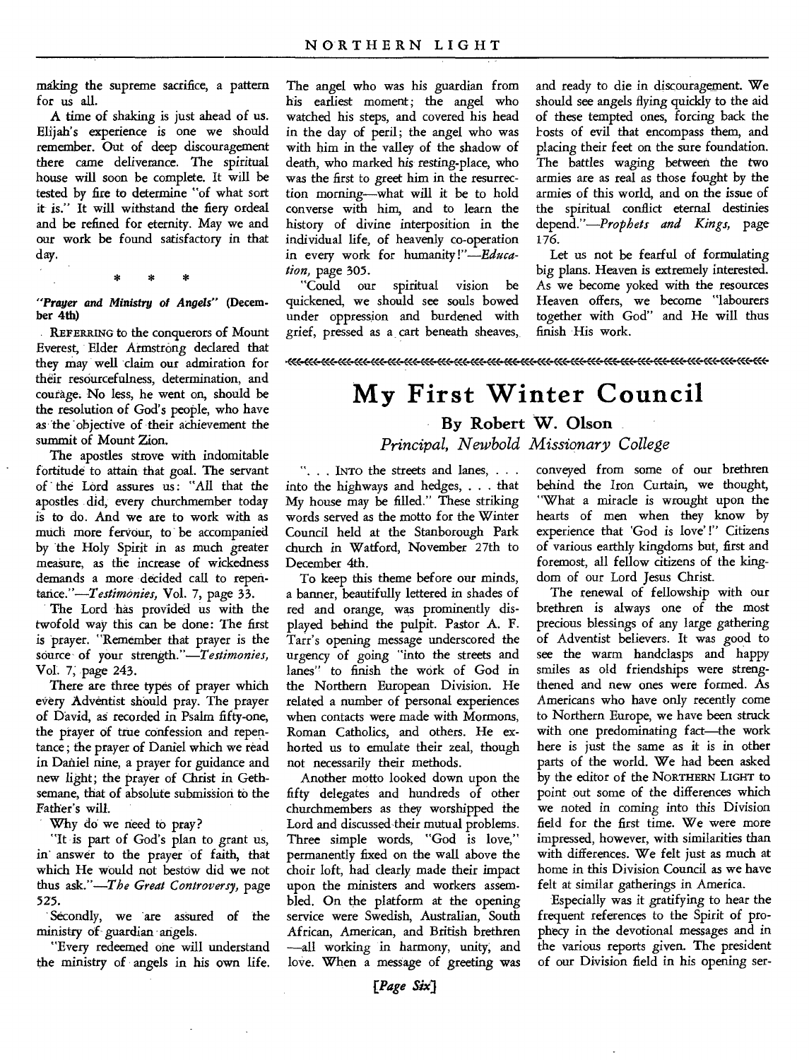making the supreme sacrifice, a pattern for us all.

A time of shaking is just ahead of us. Elijah's experience is one we should remember. Out of deep discouragement there came deliverance. The spiritual house will soon be complete. It will be tested by fire to determine "of what sort it is." It will withstand the fiery ordeal and be refined for eternity. May we and our work be found satisfactory in that day.

\* \* \*

***"Prayer and Ministry of Angels" (December 4th)***

REFERRING to the conquerors of Mount Everest, Elder Armstrong declared that they may well claim our admiration for their resourcefulness, determination, and courage. No less, he went on, should be the resolution of God's people, who have as the objective of their achievement the summit of Mount Zion.

The apostles strove with indomitable fortitude to attain that goal. The servant of the Lord assures us: "All that the apostles did, every churchmember today is to do. And we are to work with as much more fervour, to be accompanied by the Holy Spirit in as much greater measure, as the increase of wickedness demands a more decided call to repentance."—*Testimonies,* Vol. 7, page 33.

The Lord has provided us with the twofold way this can be done: The first is prayer. "Remember that prayer is the source of your strength."—*Testimonies,* Vol. 7, page 243.

There are three types of prayer which every Adventist should pray. The prayer of David, as recorded in Psalm fifty-one, the prayer of true confession and repentance; the prayer of Daniel which we read in Daniel nine, a prayer for guidance and new light; the prayer of Christ in Gethsemane, that of absolute submission to the Father's will.

Why do we need to pray?

"It is part of God's plan to grant us, in answer to the prayer of faith, that which He would not bestow did we not thus ask."—*The Great Controversy,* page 525.

Secondly, we are assured of the ministry of guardian angels.

"Every redeemed one will understand the ministry of angels in his own life. The angel who was his guardian from his earliest moment; the angel who watched his steps, and covered his head in the day of peril; the angel who was with him in the valley of the shadow of death, who marked his resting-place, who was the first to greet him in the resurrection morning—what will it be to hold converse with him, and to learn the history of divine interposition in the individual life, of heavenly co-operation in every work for humanity!"—*Education,* page 305.

"Could our spiritual vision be quickened, we should see souls bowed under oppression and burdened with grief, pressed as a cart beneath sheaves, and ready to die in discouragement. We should see angels flying quickly to the aid of these tempted ones, forcing back the hosts of evil that encompass them, and placing their feet on the sure foundation. The battles waging between the two armies are as real as those fought by the armies of this world, and on the issue of the spiritual conflict eternal destinies depend."—*Prophets and Kings,* page 176.

Let us not be fearful of formulating big plans. Heaven is extremely interested. As we become yoked with the resources Heaven offers, we become "labourers together with God" and He will thus finish His work.

# My First Winter Council

## By Robert W. Olson

*Principal, Newbold Missionary College*

". . . INTO the streets and lanes, . . . into the highways and hedges, . . . that My house may be filled." These striking words served as the motto for the Winter Council held at the Stanborough Park church in Watford, November 27th to December 4th.

To keep this theme before our minds, a banner, beautifully lettered in shades of red and orange, was prominently displayed behind the pulpit. Pastor A. F. Tarr's opening message underscored the urgency of going "into the streets and lanes" to finish the work of God in the Northern European Division. He related a number of personal experiences when contacts were made with Mormons, Roman Catholics, and others. He exhorted us to emulate their zeal, though not necessarily their methods.

Another motto looked down upon the fifty delegates and hundreds of other churchmembers as they worshipped the Lord and discussed their mutual problems. Three simple words, "God is love," permanently fixed on the wall above the choir loft, had clearly made their impact upon the ministers and workers assembled. On the platform at the opening service were Swedish, Australian, South African, American, and British brethren—all working in harmony, unity, and love. When a message of greeting was conveyed from some of our brethren behind the Iron Curtain, we thought, "What a miracle is wrought upon the hearts of men when they know by experience that 'God is love'!" Citizens of various earthly kingdoms but, first and foremost, all fellow citizens of the kingdom of our Lord Jesus Christ.

The renewal of fellowship with our brethren is always one of the most precious blessings of any large gathering of Adventist believers. It was good to see the warm handclasps and happy smiles as old friendships were strengthened and new ones were formed. As Americans who have only recently come to Northern Europe, we have been struck with one predominating fact—the work here is just the same as it is in other parts of the world. We had been asked by the editor of the NORTHERN LIGHT to point out some of the differences which we noted in coming into this Division field for the first time. We were more impressed, however, with similarities than with differences. We felt just as much at home in this Division Council as we have felt at similar gatherings in America.

Especially was it gratifying to hear the frequent references to the Spirit of prophecy in the devotional messages and in the various reports given. The president of our Division field in his opening ser-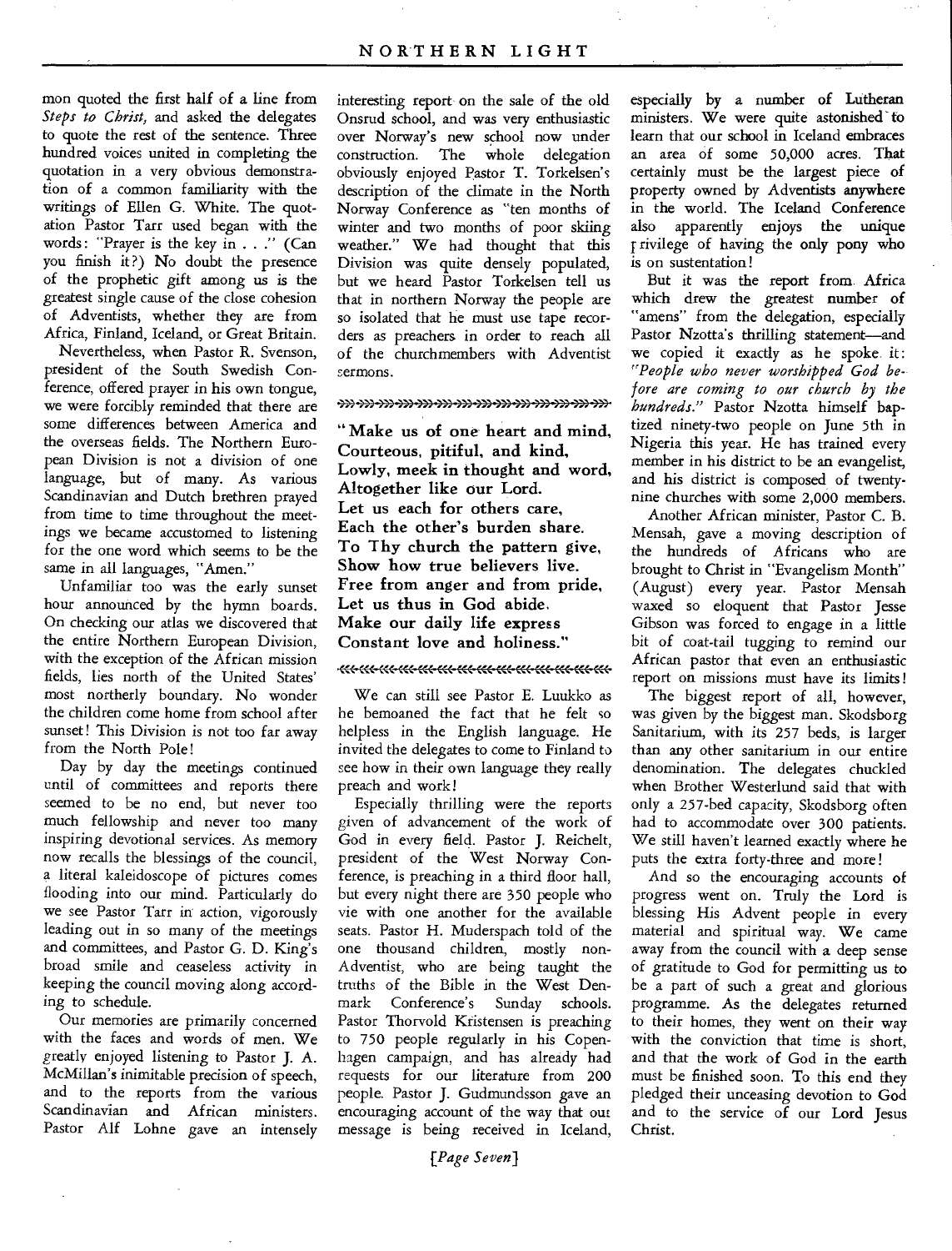mon quoted the first half of a line from *Steps to Christ,* and asked the delegates to quote the rest of the sentence. Three hundred voices united in completing the quotation in a very obvious demonstration of a common familiarity with the writings of Ellen G. White. The quotation Pastor Tarr used began with the words: "Prayer is the key in . . ." (Can you finish it?) No doubt the presence of the prophetic gift among us is the greatest single cause of the close cohesion of Adventists, whether they are from Africa, Finland, Iceland, or Great Britain.

Nevertheless, when Pastor R. Svenson, president of the South Swedish Conference, offered prayer in his own tongue, we were forcibly reminded that there are some differences between America and the overseas fields. The Northern European Division is not a division of one language, but of many. As various Scandinavian and Dutch brethren prayed from time to time throughout the meetings we became accustomed to listening for the one word which seems to be the same in all languages, "Amen."

Unfamiliar too was the early sunset hour announced by the hymn boards. On checking our atlas we discovered that the entire Northern European Division, with the exception of the African mission fields, lies north of the United States' most northerly boundary. No wonder the children come home from school after sunset! This Division is not too far away from the North Pole!

Day by day the meetings continued until of committees and reports there seemed to be no end, but never too much fellowship and never too many inspiring devotional services. As memory now recalls the blessings of the council, a literal kaleidoscope of pictures comes flooding into our mind. Particularly do we see Pastor Tarr in action, vigorously leading out in so many of the meetings and committees, and Pastor G. D. King's broad smile and ceaseless activity in keeping the council moving along according to schedule.

Our memories are primarily concerned with the faces and words of men. We greatly enjoyed listening to Pastor J. A. McMillan's inimitable precision of speech, and to the reports from the various Scandinavian and African ministers. Pastor Alf Lohne gave an intensely interesting report on the sale of the old Onsrud school, and was very enthusiastic over Norway's new school now under construction. The whole delegation obviously enjoyed Pastor T. Torkelsen's description of the climate in the North Norway Conference as "ten months of winter and two months of poor skiing weather." We had thought that this Division was quite densely populated, but we heard Pastor Torkelsen tell us that in northern Norway the people are so isolated that he must use tape recorders as preachers in order to reach all of the churchmembers with Adventist sermons.

**"Make us of one heart and mind,
Courteous, pitiful, and kind,
Lowly, meek in thought and word,
Altogether like our Lord.
Let us each for others care,
Each the other's burden share.
To Thy church the pattern give,
Show how true believers live.
Free from anger and from pride,
Let us thus in God abide.
Make our daily life express
Constant love and holiness."**

We can still see Pastor E. Luukko as he bemoaned the fact that he felt so helpless in the English language. He invited the delegates to come to Finland to see how in their own language they really preach and work!

Especially thrilling were the reports given of advancement of the work of God in every field. Pastor J. Reichelt, president of the West Norway Conference, is preaching in a third floor hall, but every night there are 350 people who vie with one another for the available seats. Pastor H. Muderspach told of the one thousand children, mostly non-Adventist, who are being taught the truths of the Bible in the West Denmark Conference's Sunday schools. Pastor Thorvold Kristensen is preaching to 750 people regularly in his Copenhagen campaign, and has already had requests for our literature from 200 people. Pastor J. Gudmundsson gave an encouraging account of the way that our message is being received in Iceland, especially by a number of Lutheran ministers. We were quite astonished to learn that our school in Iceland embraces an area of some 50,000 acres. That certainly must be the largest piece of property owned by Adventists anywhere in the world. The Iceland Conference also apparently enjoys the unique privilege of having the only pony who is on sustentation!

But it was the report from Africa which drew the greatest number of "amens" from the delegation, especially Pastor Nzotta's thrilling statement—and we copied it exactly as he spoke it: *"People who never worshipped God before are coming to our church by the hundreds."* Pastor Nzotta himself baptized ninety-two people on June 5th in Nigeria this year. He has trained every member in his district to be an evangelist, and his district is composed of twenty-nine churches with some 2,000 members.

Another African minister, Pastor C. B. Mensah, gave a moving description of the hundreds of Africans who are brought to Christ in "Evangelism Month" (August) every year. Pastor Mensah waxed so eloquent that Pastor Jesse Gibson was forced to engage in a little bit of coat-tail tugging to remind our African pastor that even an enthusiastic report on missions must have its limits!

The biggest report of all, however, was given by the biggest man. Skodsborg Sanitarium, with its 257 beds, is larger than any other sanitarium in our entire denomination. The delegates chuckled when Brother Westerlund said that with only a 257-bed capacity, Skodsborg often had to accommodate over 300 patients. We still haven't learned exactly where he puts the extra forty-three and more!

And so the encouraging accounts of progress went on. Truly the Lord is blessing His Advent people in every material and spiritual way. We came away from the council with a deep sense of gratitude to God for permitting us to be a part of such a great and glorious programme. As the delegates returned to their homes, they went on their way with the conviction that time is short, and that the work of God in the earth must be finished soon. To this end they pledged their unceasing devotion to God and to the service of our Lord Jesus Christ.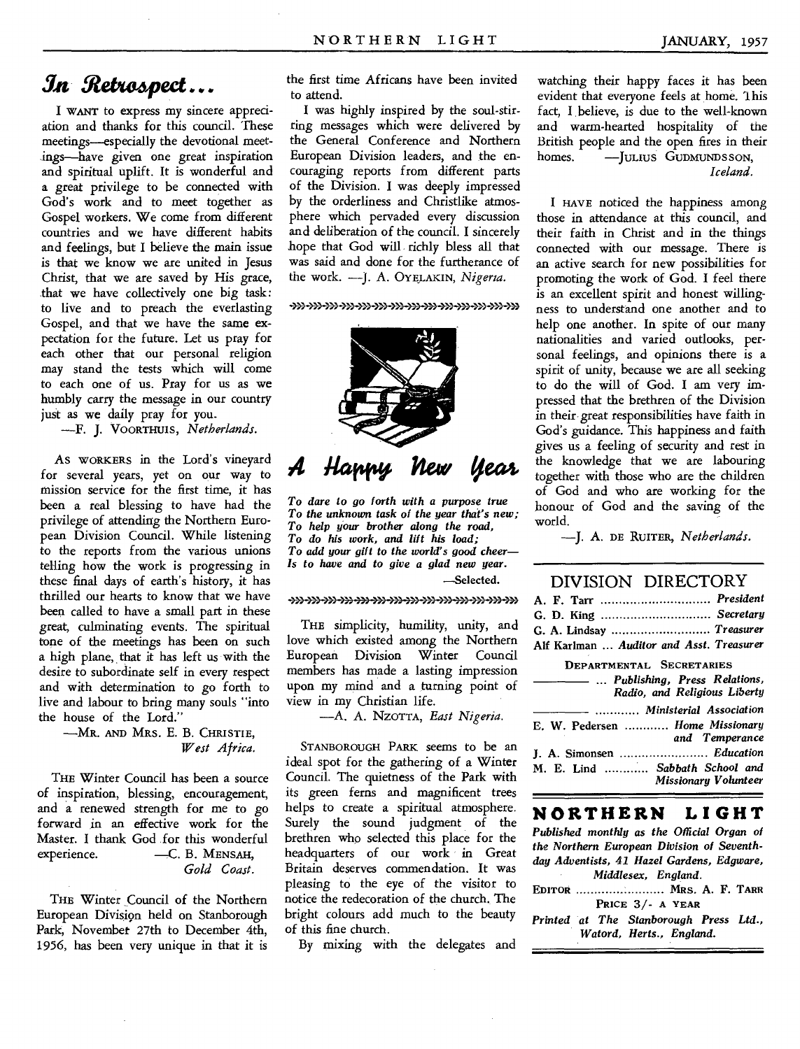# *In Retrospect...*

I WANT to express my sincere appreciation and thanks for this council. These meetings—especially the devotional meetings—have given one great inspiration and spiritual uplift. It is wonderful and a great privilege to be connected with God's work and to meet together as Gospel workers. We come from different countries and we have different habits and feelings, but I believe the main issue is that we know we are united in Jesus Christ, that we are saved by His grace, that we have collectively one big task: to live and to preach the everlasting Gospel, and that we have the same expectation for the future. Let us pray for each other that our personal religion may stand the tests which will come to each one of us. Pray for us as we humbly carry the message in our country just as we daily pray for you.

—F. J. VOORTHUIS, *Netherlands.*

AS WORKERS in the Lord's vineyard for several years, yet on our way to mission service for the first time, it has been a real blessing to have had the privilege of attending the Northern European Division Council. While listening to the reports from the various unions telling how the work is progressing in these final days of earth's history, it has thrilled our hearts to know that we have been called to have a small part in these great, culminating events. The spiritual tone of the meetings has been on such a high plane, that it has left us with the desire to subordinate self in every respect and with determination to go forth to live and labour to bring many souls "into the house of the Lord."

—MR. AND MRS. E. B. CHRISTIE, *West Africa.*

THE Winter Council has been a source of inspiration, blessing, encouragement, and a renewed strength for me to go forward in an effective work for the Master. I thank God for this wonderful experience.

—C. B. MENSAH, *Gold Coast.*

THE Winter Council of the Northern European Division held on Stanborough Park, November 27th to December 4th, 1956, has been very unique in that it is the first time Africans have been invited to attend.

I was highly inspired by the soul-stirring messages which were delivered by the General Conference and Northern European Division leaders, and the encouraging reports from different parts of the Division. I was deeply impressed by the orderliness and Christlike atmosphere which pervaded every discussion and deliberation of the council. I sincerely hope that God will richly bless all that was said and done for the furtherance of the work.

—J. A. OYELAKIN, *Nigeria.*

## *A Happy New Year*

*To dare to go forth with a purpose true*
*To the unknown task of the year that's new;*
*To help your brother along the road,*
*To do his work, and lift his load;*
*To add your gift to the world's good cheer—*
*Is to have and to give a glad new year.*

—Selected.

THE simplicity, humility, unity, and love which existed among the Northern European Division Winter Council members has made a lasting impression upon my mind and a turning point of view in my Christian life.

—A. A. NZOTTA, *East Nigeria.*

STANBOROUGH PARK seems to be an ideal spot for the gathering of a Winter Council. The quietness of the Park with its green ferns and magnificent trees helps to create a spiritual atmosphere. Surely the sound judgment of the brethren who selected this place for the headquarters of our work in Great Britain deserves commendation. It was pleasing to the eye of the visitor to notice the redecoration of the church. The bright colours add much to the beauty of this fine church.

By mixing with the delegates and watching their happy faces it has been evident that everyone feels at home. This fact, I believe, is due to the well-known and warm-hearted hospitality of the British people and the open fires in their homes.

—JULIUS GUDMUNDSSON, *Iceland.*

I HAVE noticed the happiness among those in attendance at this council, and their faith in Christ and in the things connected with our message. There is an active search for new possibilities for promoting the work of God. I feel there is an excellent spirit and honest willingness to understand one another and to help one another. In spite of our many nationalities and varied outlooks, personal feelings, and opinions there is a spirit of unity, because we are all seeking to do the will of God. I am very impressed that the brethren of the Division in their great responsibilities have faith in God's guidance. This happiness and faith gives us a feeling of security and rest in the knowledge that we are labouring together with those who are the children of God and who are working for the honour of God and the saving of the world.

—J. A. DE RUITER, *Netherlands.*

## DIVISION DIRECTORY

A. F. Tarr .............................. *President*
G. D. King .............................. *Secretary*
G. A. Lindsay .......................... *Treasurer*
Alf Karlman ... *Auditor and Asst. Treasurer*

DEPARTMENTAL SECRETARIES

———— ... *Publishing, Press Relations, Radio, and Religious Liberty*
———— ............ *Ministerial Association*
E. W. Pedersen ............ *Home Missionary and Temperance*
J. A. Simonsen ........................ *Education*
M. E. Lind ............ *Sabbath School and Missionary Volunteer*

## NORTHERN LIGHT

*Published monthly as the Official Organ of the Northern European Division of Seventh-day Adventists, 41 Hazel Gardens, Edgware, Middlesex, England.*

EDITOR .......................... MRS. A. F. TARR

PRICE 3/- A YEAR

*Printed at The Stanborough Press Ltd., Watord, Herts., England.*